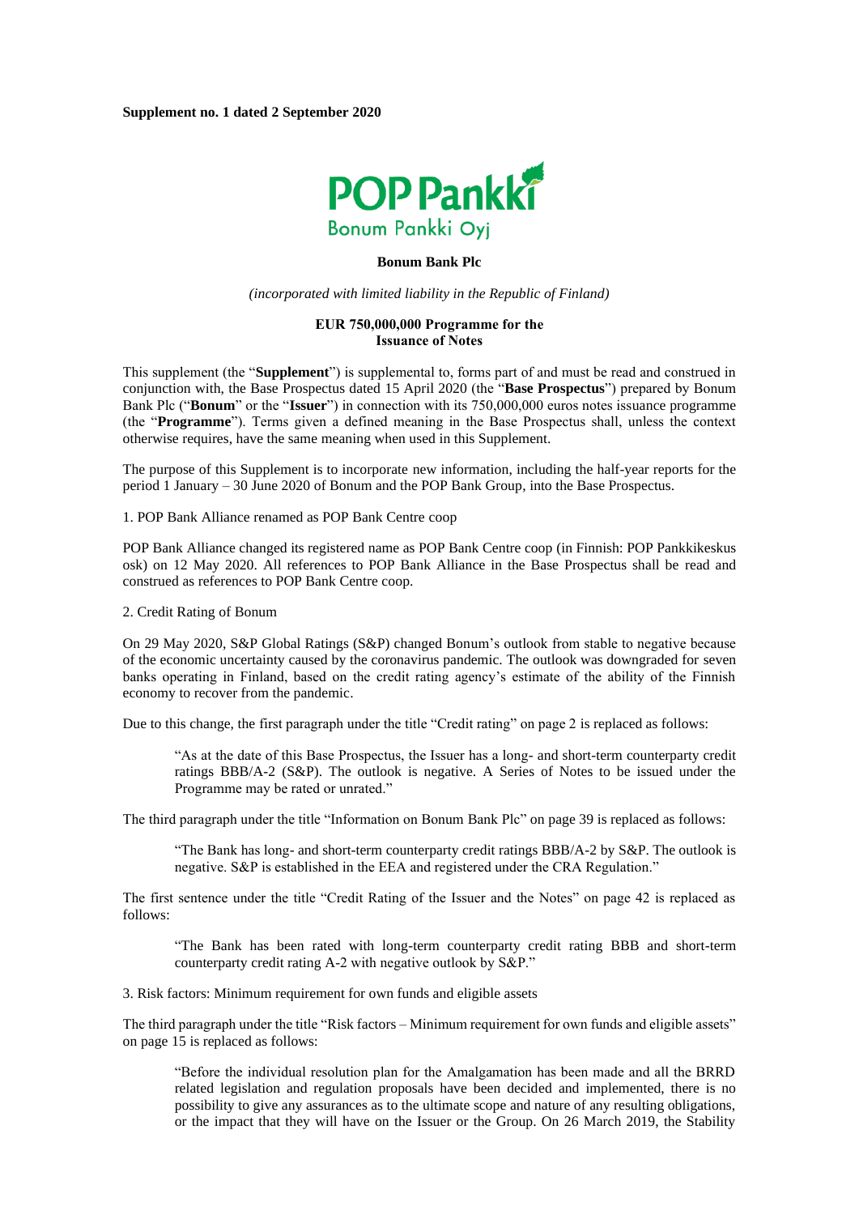**Supplement no. 1 dated 2 September 2020**

POP Pankki
Bonum Pankki Oyj

**Bonum Bank Plc**

*(incorporated with limited liability in the Republic of Finland)*

**EUR 750,000,000 Programme for the Issuance of Notes**

This supplement (the "**Supplement**") is supplemental to, forms part of and must be read and construed in conjunction with, the Base Prospectus dated 15 April 2020 (the "**Base Prospectus**") prepared by Bonum Bank Plc ("**Bonum**" or the "**Issuer**") in connection with its 750,000,000 euros notes issuance programme (the "**Programme**"). Terms given a defined meaning in the Base Prospectus shall, unless the context otherwise requires, have the same meaning when used in this Supplement.

The purpose of this Supplement is to incorporate new information, including the half-year reports for the period 1 January – 30 June 2020 of Bonum and the POP Bank Group, into the Base Prospectus.

1. POP Bank Alliance renamed as POP Bank Centre coop

POP Bank Alliance changed its registered name as POP Bank Centre coop (in Finnish: POP Pankkikeskus osk) on 12 May 2020. All references to POP Bank Alliance in the Base Prospectus shall be read and construed as references to POP Bank Centre coop.

2. Credit Rating of Bonum

On 29 May 2020, S&P Global Ratings (S&P) changed Bonum's outlook from stable to negative because of the economic uncertainty caused by the coronavirus pandemic. The outlook was downgraded for seven banks operating in Finland, based on the credit rating agency's estimate of the ability of the Finnish economy to recover from the pandemic.

Due to this change, the first paragraph under the title "Credit rating" on page 2 is replaced as follows:

> "As at the date of this Base Prospectus, the Issuer has a long- and short-term counterparty credit ratings BBB/A-2 (S&P). The outlook is negative. A Series of Notes to be issued under the Programme may be rated or unrated."

The third paragraph under the title "Information on Bonum Bank Plc" on page 39 is replaced as follows:

> "The Bank has long- and short-term counterparty credit ratings BBB/A-2 by S&P. The outlook is negative. S&P is established in the EEA and registered under the CRA Regulation."

The first sentence under the title "Credit Rating of the Issuer and the Notes" on page 42 is replaced as follows:

> "The Bank has been rated with long-term counterparty credit rating BBB and short-term counterparty credit rating A-2 with negative outlook by S&P."

3. Risk factors: Minimum requirement for own funds and eligible assets

The third paragraph under the title "Risk factors – Minimum requirement for own funds and eligible assets" on page 15 is replaced as follows:

> "Before the individual resolution plan for the Amalgamation has been made and all the BRRD related legislation and regulation proposals have been decided and implemented, there is no possibility to give any assurances as to the ultimate scope and nature of any resulting obligations, or the impact that they will have on the Issuer or the Group. On 26 March 2019, the Stability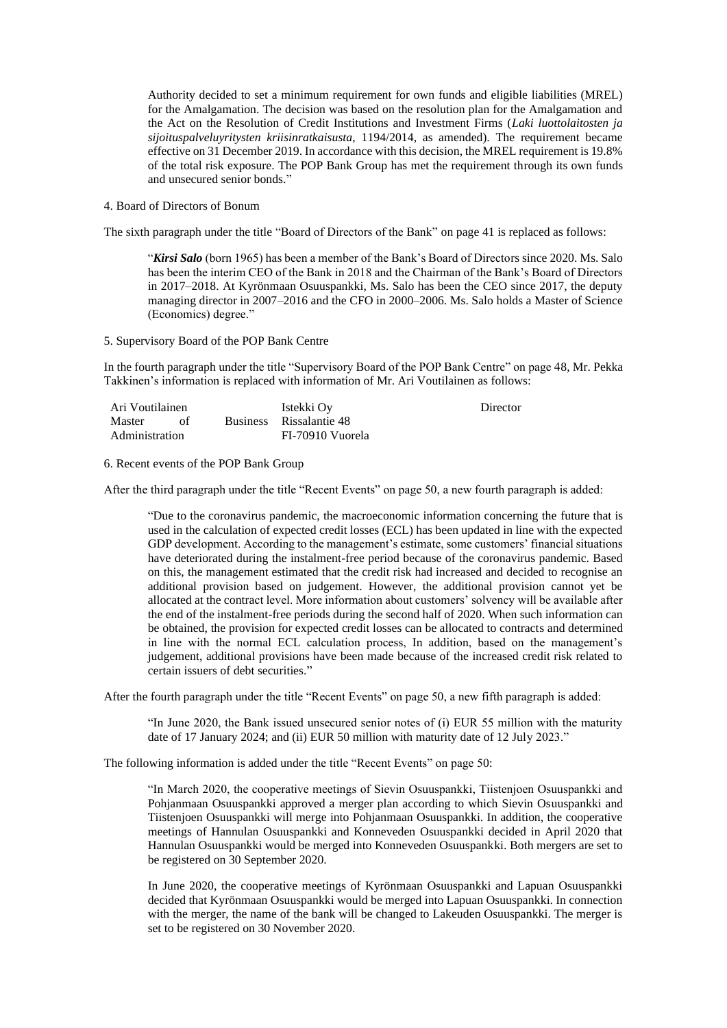Authority decided to set a minimum requirement for own funds and eligible liabilities (MREL) for the Amalgamation. The decision was based on the resolution plan for the Amalgamation and the Act on the Resolution of Credit Institutions and Investment Firms (*Laki luottolaitosten ja sijoituspalveluyritysten kriisinratkaisusta*, 1194/2014, as amended). The requirement became effective on 31 December 2019. In accordance with this decision, the MREL requirement is 19.8% of the total risk exposure. The POP Bank Group has met the requirement through its own funds and unsecured senior bonds."

4. Board of Directors of Bonum

The sixth paragraph under the title "Board of Directors of the Bank" on page 41 is replaced as follows:

> "***Kirsi Salo*** (born 1965) has been a member of the Bank's Board of Directors since 2020. Ms. Salo has been the interim CEO of the Bank in 2018 and the Chairman of the Bank's Board of Directors in 2017–2018. At Kyrönmaan Osuuspankki, Ms. Salo has been the CEO since 2017, the deputy managing director in 2007–2016 and the CFO in 2000–2006. Ms. Salo holds a Master of Science (Economics) degree."

5. Supervisory Board of the POP Bank Centre

In the fourth paragraph under the title "Supervisory Board of the POP Bank Centre" on page 48, Mr. Pekka Takkinen's information is replaced with information of Mr. Ari Voutilainen as follows:

| | | |
|---|---|---|
| Ari Voutilainen<br>Master of Business Administration | Istekki Oy<br>Rissalantie 48<br>FI-70910 Vuorela | Director |

6. Recent events of the POP Bank Group

After the third paragraph under the title "Recent Events" on page 50, a new fourth paragraph is added:

> "Due to the coronavirus pandemic, the macroeconomic information concerning the future that is used in the calculation of expected credit losses (ECL) has been updated in line with the expected GDP development. According to the management's estimate, some customers' financial situations have deteriorated during the instalment-free period because of the coronavirus pandemic. Based on this, the management estimated that the credit risk had increased and decided to recognise an additional provision based on judgement. However, the additional provision cannot yet be allocated at the contract level. More information about customers' solvency will be available after the end of the instalment-free periods during the second half of 2020. When such information can be obtained, the provision for expected credit losses can be allocated to contracts and determined in line with the normal ECL calculation process, In addition, based on the management's judgement, additional provisions have been made because of the increased credit risk related to certain issuers of debt securities."

After the fourth paragraph under the title "Recent Events" on page 50, a new fifth paragraph is added:

> "In June 2020, the Bank issued unsecured senior notes of (i) EUR 55 million with the maturity date of 17 January 2024; and (ii) EUR 50 million with maturity date of 12 July 2023."

The following information is added under the title "Recent Events" on page 50:

> "In March 2020, the cooperative meetings of Sievin Osuuspankki, Tiistenjoen Osuuspankki and Pohjanmaan Osuuspankki approved a merger plan according to which Sievin Osuuspankki and Tiistenjoen Osuuspankki will merge into Pohjanmaan Osuuspankki. In addition, the cooperative meetings of Hannulan Osuuspankki and Konneveden Osuuspankki decided in April 2020 that Hannulan Osuuspankki would be merged into Konneveden Osuuspankki. Both mergers are set to be registered on 30 September 2020.
>
> In June 2020, the cooperative meetings of Kyrönmaan Osuuspankki and Lapuan Osuuspankki decided that Kyrönmaan Osuuspankki would be merged into Lapuan Osuuspankki. In connection with the merger, the name of the bank will be changed to Lakeuden Osuuspankki. The merger is set to be registered on 30 November 2020.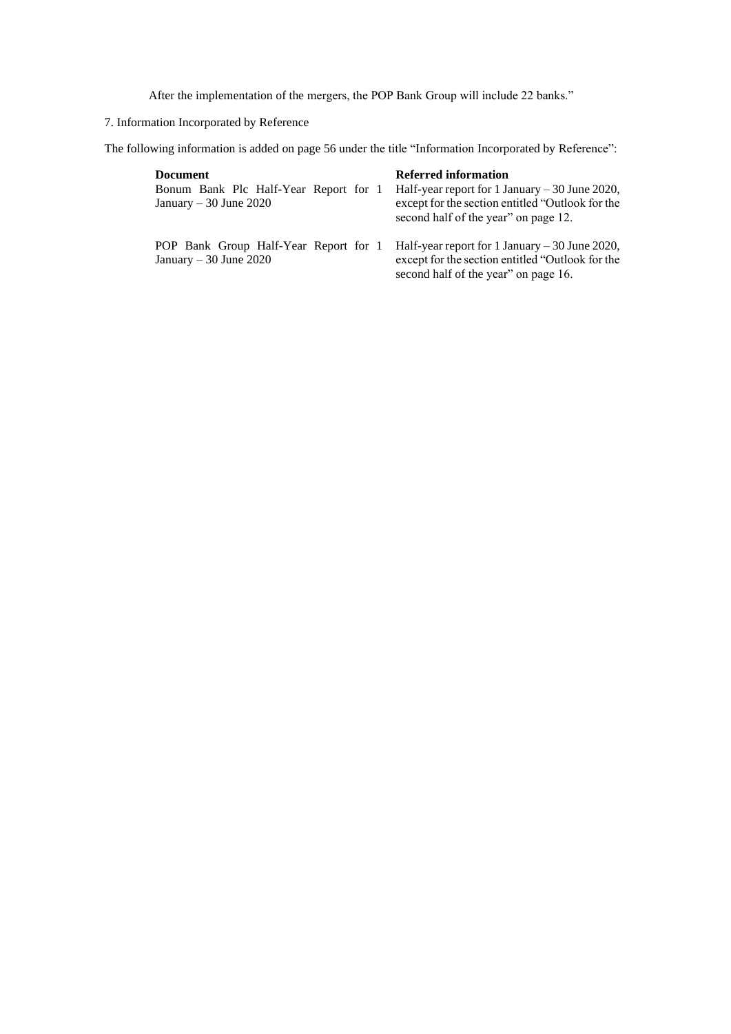After the implementation of the mergers, the POP Bank Group will include 22 banks."

7. Information Incorporated by Reference

The following information is added on page 56 under the title "Information Incorporated by Reference":

| **Document** | **Referred information** |
| --- | --- |
| Bonum Bank Plc Half-Year Report for 1 January – 30 June 2020 | Half-year report for 1 January – 30 June 2020, except for the section entitled "Outlook for the second half of the year" on page 12. |
| POP Bank Group Half-Year Report for 1 January – 30 June 2020 | Half-year report for 1 January – 30 June 2020, except for the section entitled "Outlook for the second half of the year" on page 16. |